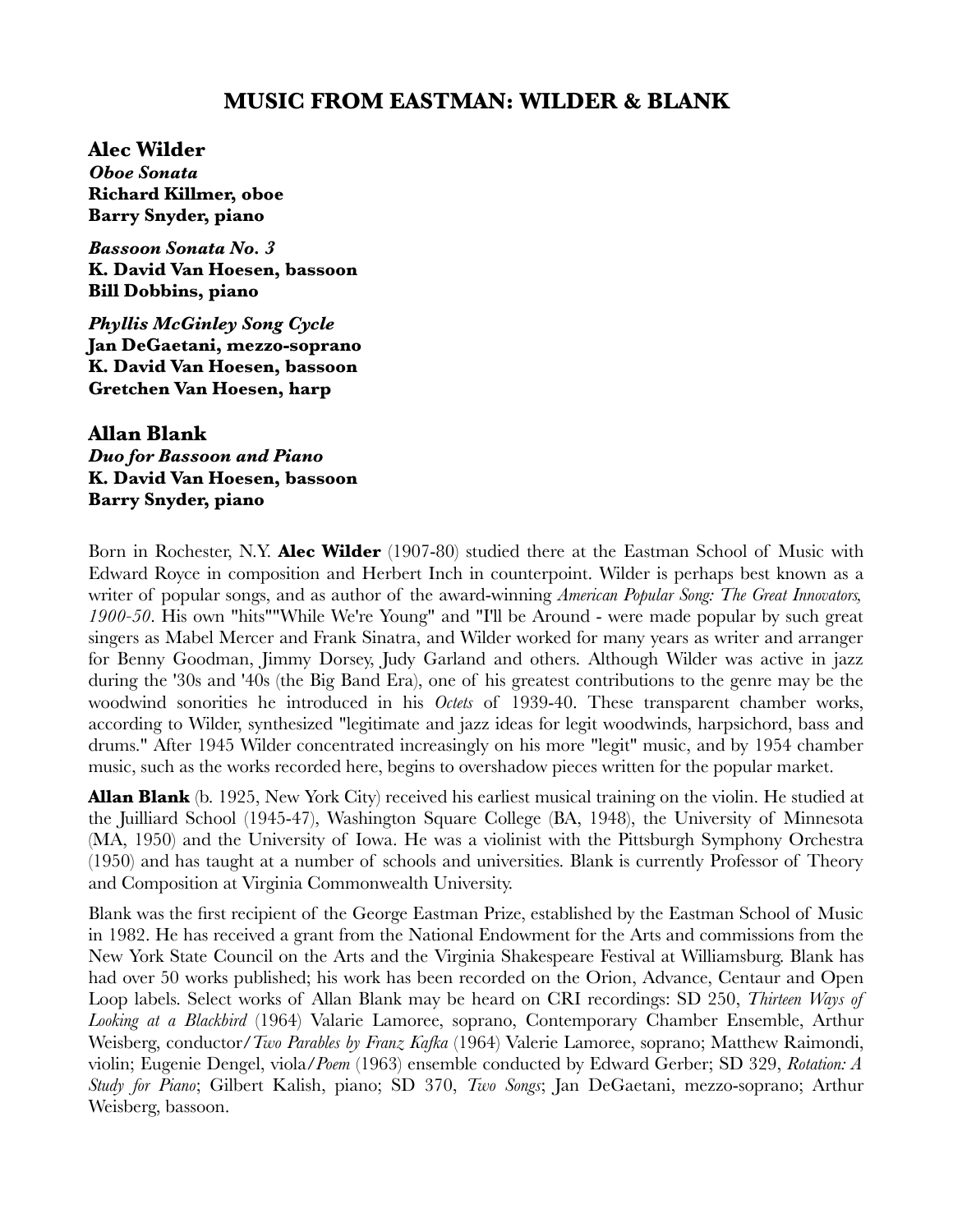# MUSIC FROM EASTMAN: WILDER & BLANK

## Alec Wilder

***Oboe Sonata***
**Richard Killmer, oboe**
**Barry Snyder, piano**

***Bassoon Sonata No. 3***
**K. David Van Hoesen, bassoon**
**Bill Dobbins, piano**

***Phyllis McGinley Song Cycle***
**Jan DeGaetani, mezzo-soprano**
**K. David Van Hoesen, bassoon**
**Gretchen Van Hoesen, harp**

## Allan Blank

***Duo for Bassoon and Piano***
**K. David Van Hoesen, bassoon**
**Barry Snyder, piano**

Born in Rochester, N.Y. **Alec Wilder** (1907-80) studied there at the Eastman School of Music with Edward Royce in composition and Herbert Inch in counterpoint. Wilder is perhaps best known as a writer of popular songs, and as author of the award-winning *American Popular Song: The Great Innovators, 1900-50*. His own "hits""While We're Young" and "I'll be Around - were made popular by such great singers as Mabel Mercer and Frank Sinatra, and Wilder worked for many years as writer and arranger for Benny Goodman, Jimmy Dorsey, Judy Garland and others. Although Wilder was active in jazz during the '30s and '40s (the Big Band Era), one of his greatest contributions to the genre may be the woodwind sonorities he introduced in his *Octets* of 1939-40. These transparent chamber works, according to Wilder, synthesized "legitimate and jazz ideas for legit woodwinds, harpsichord, bass and drums." After 1945 Wilder concentrated increasingly on his more "legit" music, and by 1954 chamber music, such as the works recorded here, begins to overshadow pieces written for the popular market.

**Allan Blank** (b. 1925, New York City) received his earliest musical training on the violin. He studied at the Juilliard School (1945-47), Washington Square College (BA, 1948), the University of Minnesota (MA, 1950) and the University of Iowa. He was a violinist with the Pittsburgh Symphony Orchestra (1950) and has taught at a number of schools and universities. Blank is currently Professor of Theory and Composition at Virginia Commonwealth University.

Blank was the first recipient of the George Eastman Prize, established by the Eastman School of Music in 1982. He has received a grant from the National Endowment for the Arts and commissions from the New York State Council on the Arts and the Virginia Shakespeare Festival at Williamsburg. Blank has had over 50 works published; his work has been recorded on the Orion, Advance, Centaur and Open Loop labels. Select works of Allan Blank may be heard on CRI recordings: SD 250, *Thirteen Ways of Looking at a Blackbird* (1964) Valarie Lamoree, soprano, Contemporary Chamber Ensemble, Arthur Weisberg, conductor/*Two Parables by Franz Kafka* (1964) Valerie Lamoree, soprano; Matthew Raimondi, violin; Eugenie Dengel, viola/*Poem* (1963) ensemble conducted by Edward Gerber; SD 329, *Rotation: A Study for Piano*; Gilbert Kalish, piano; SD 370, *Two Songs*; Jan DeGaetani, mezzo-soprano; Arthur Weisberg, bassoon.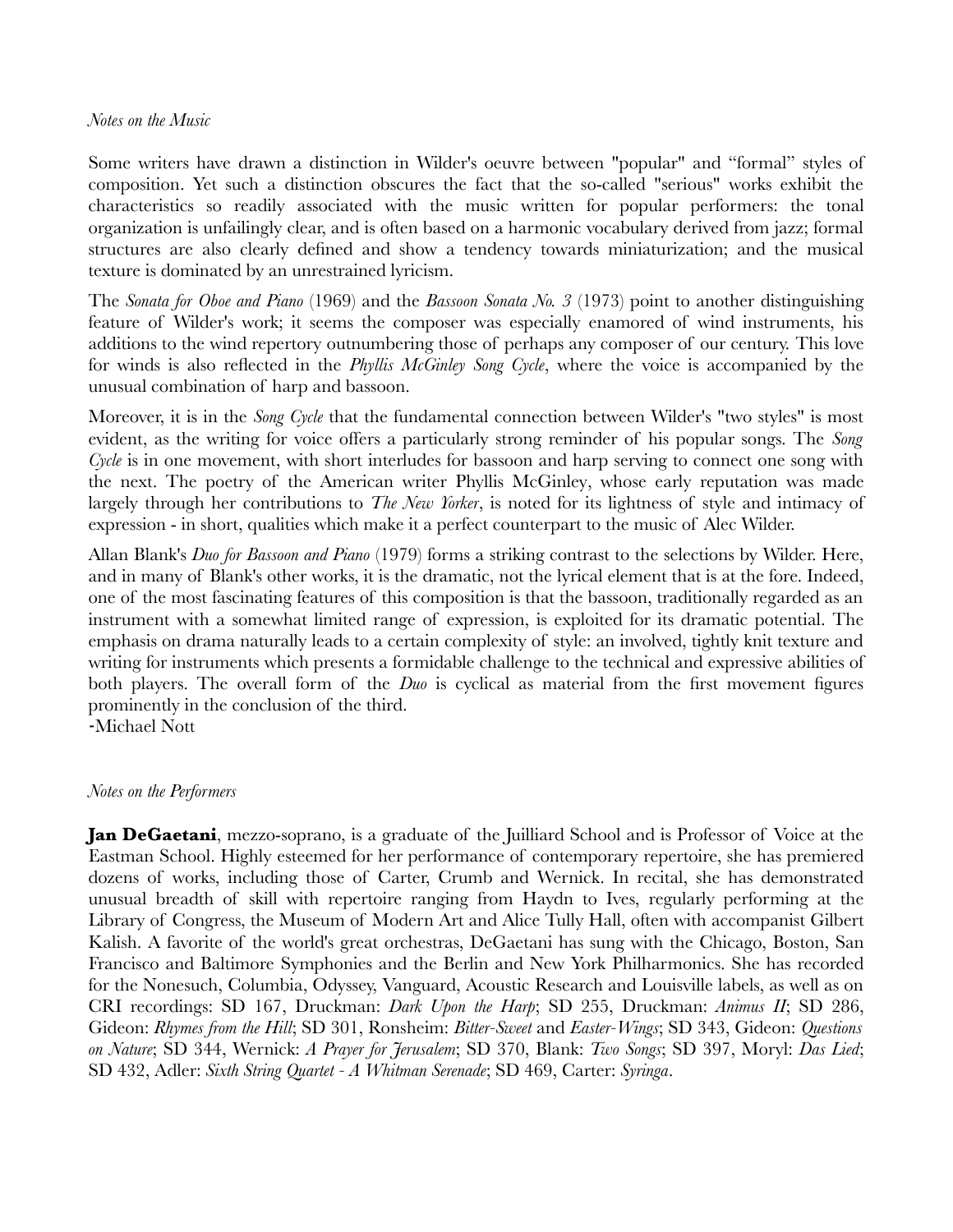*Notes on the Music*

Some writers have drawn a distinction in Wilder's oeuvre between "popular" and "formal" styles of composition. Yet such a distinction obscures the fact that the so-called "serious" works exhibit the characteristics so readily associated with the music written for popular performers: the tonal organization is unfailingly clear, and is often based on a harmonic vocabulary derived from jazz; formal structures are also clearly defined and show a tendency towards miniaturization; and the musical texture is dominated by an unrestrained lyricism.

The *Sonata for Oboe and Piano* (1969) and the *Bassoon Sonata No. 3* (1973) point to another distinguishing feature of Wilder's work; it seems the composer was especially enamored of wind instruments, his additions to the wind repertory outnumbering those of perhaps any composer of our century. This love for winds is also reflected in the *Phyllis McGinley Song Cycle*, where the voice is accompanied by the unusual combination of harp and bassoon.

Moreover, it is in the *Song Cycle* that the fundamental connection between Wilder's "two styles" is most evident, as the writing for voice offers a particularly strong reminder of his popular songs. The *Song Cycle* is in one movement, with short interludes for bassoon and harp serving to connect one song with the next. The poetry of the American writer Phyllis McGinley, whose early reputation was made largely through her contributions to *The New Yorker*, is noted for its lightness of style and intimacy of expression - in short, qualities which make it a perfect counterpart to the music of Alec Wilder.

Allan Blank's *Duo for Bassoon and Piano* (1979) forms a striking contrast to the selections by Wilder. Here, and in many of Blank's other works, it is the dramatic, not the lyrical element that is at the fore. Indeed, one of the most fascinating features of this composition is that the bassoon, traditionally regarded as an instrument with a somewhat limited range of expression, is exploited for its dramatic potential. The emphasis on drama naturally leads to a certain complexity of style: an involved, tightly knit texture and writing for instruments which presents a formidable challenge to the technical and expressive abilities of both players. The overall form of the *Duo* is cyclical as material from the first movement figures prominently in the conclusion of the third.

-Michael Nott

*Notes on the Performers*

**Jan DeGaetani**, mezzo-soprano, is a graduate of the Juilliard School and is Professor of Voice at the Eastman School. Highly esteemed for her performance of contemporary repertoire, she has premiered dozens of works, including those of Carter, Crumb and Wernick. In recital, she has demonstrated unusual breadth of skill with repertoire ranging from Haydn to Ives, regularly performing at the Library of Congress, the Museum of Modern Art and Alice Tully Hall, often with accompanist Gilbert Kalish. A favorite of the world's great orchestras, DeGaetani has sung with the Chicago, Boston, San Francisco and Baltimore Symphonies and the Berlin and New York Philharmonics. She has recorded for the Nonesuch, Columbia, Odyssey, Vanguard, Acoustic Research and Louisville labels, as well as on CRI recordings: SD 167, Druckman: *Dark Upon the Harp*; SD 255, Druckman: *Animus II*; SD 286, Gideon: *Rhymes from the Hill*; SD 301, Ronsheim: *Bitter-Sweet* and *Easter-Wings*; SD 343, Gideon: *Questions on Nature*; SD 344, Wernick: *A Prayer for Jerusalem*; SD 370, Blank: *Two Songs*; SD 397, Moryl: *Das Lied*; SD 432, Adler: *Sixth String Quartet - A Whitman Serenade*; SD 469, Carter: *Syringa*.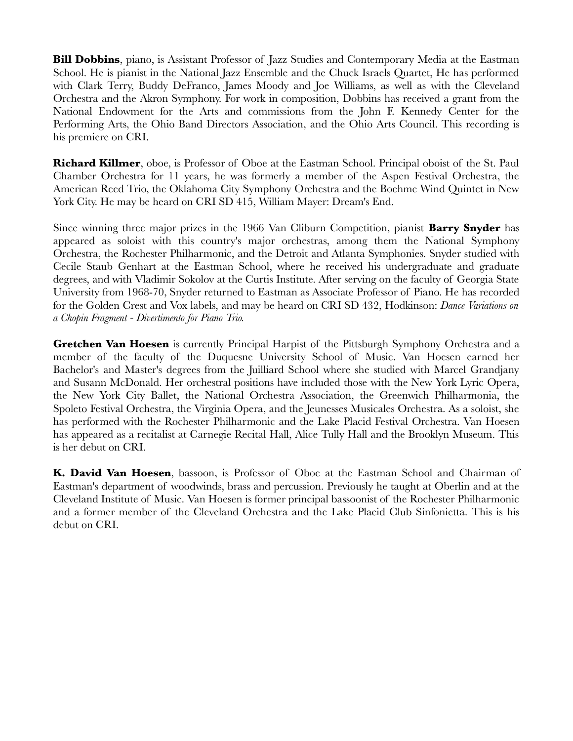**Bill Dobbins**, piano, is Assistant Professor of Jazz Studies and Contemporary Media at the Eastman School. He is pianist in the National Jazz Ensemble and the Chuck Israels Quartet, He has performed with Clark Terry, Buddy DeFranco, James Moody and Joe Williams, as well as with the Cleveland Orchestra and the Akron Symphony. For work in composition, Dobbins has received a grant from the National Endowment for the Arts and commissions from the John F. Kennedy Center for the Performing Arts, the Ohio Band Directors Association, and the Ohio Arts Council. This recording is his premiere on CRI.

**Richard Killmer**, oboe, is Professor of Oboe at the Eastman School. Principal oboist of the St. Paul Chamber Orchestra for 11 years, he was formerly a member of the Aspen Festival Orchestra, the American Reed Trio, the Oklahoma City Symphony Orchestra and the Boehme Wind Quintet in New York City. He may be heard on CRI SD 415, William Mayer: Dream's End.

Since winning three major prizes in the 1966 Van Cliburn Competition, pianist **Barry Snyder** has appeared as soloist with this country's major orchestras, among them the National Symphony Orchestra, the Rochester Philharmonic, and the Detroit and Atlanta Symphonies. Snyder studied with Cecile Staub Genhart at the Eastman School, where he received his undergraduate and graduate degrees, and with Vladimir Sokolov at the Curtis Institute. After serving on the faculty of Georgia State University from 1968-70, Snyder returned to Eastman as Associate Professor of Piano. He has recorded for the Golden Crest and Vox labels, and may be heard on CRI SD 432, Hodkinson: *Dance Variations on a Chopin Fragment - Divertimento for Piano Trio.*

**Gretchen Van Hoesen** is currently Principal Harpist of the Pittsburgh Symphony Orchestra and a member of the faculty of the Duquesne University School of Music. Van Hoesen earned her Bachelor's and Master's degrees from the Juilliard School where she studied with Marcel Grandjany and Susann McDonald. Her orchestral positions have included those with the New York Lyric Opera, the New York City Ballet, the National Orchestra Association, the Greenwich Philharmonia, the Spoleto Festival Orchestra, the Virginia Opera, and the Jeunesses Musicales Orchestra. As a soloist, she has performed with the Rochester Philharmonic and the Lake Placid Festival Orchestra. Van Hoesen has appeared as a recitalist at Carnegie Recital Hall, Alice Tully Hall and the Brooklyn Museum. This is her debut on CRI.

**K. David Van Hoesen**, bassoon, is Professor of Oboe at the Eastman School and Chairman of Eastman's department of woodwinds, brass and percussion. Previously he taught at Oberlin and at the Cleveland Institute of Music. Van Hoesen is former principal bassoonist of the Rochester Philharmonic and a former member of the Cleveland Orchestra and the Lake Placid Club Sinfonietta. This is his debut on CRI.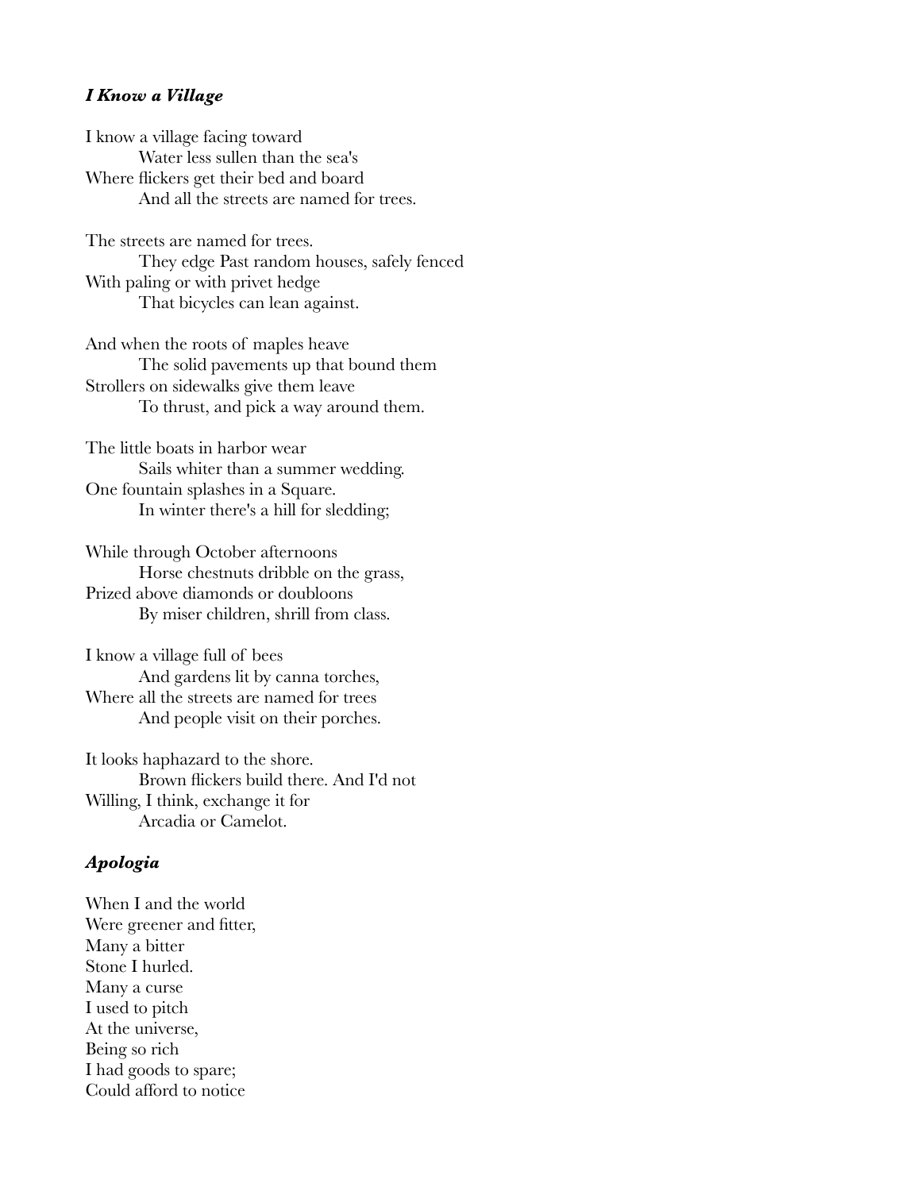### ***I Know a Village***

I know a village facing toward  
&emsp;&emsp;Water less sullen than the sea's  
Where flickers get their bed and board  
&emsp;&emsp;And all the streets are named for trees.

The streets are named for trees.  
&emsp;&emsp;They edge Past random houses, safely fenced  
With paling or with privet hedge  
&emsp;&emsp;That bicycles can lean against.

And when the roots of maples heave  
&emsp;&emsp;The solid pavements up that bound them  
Strollers on sidewalks give them leave  
&emsp;&emsp;To thrust, and pick a way around them.

The little boats in harbor wear  
&emsp;&emsp;Sails whiter than a summer wedding.  
One fountain splashes in a Square.  
&emsp;&emsp;In winter there's a hill for sledding;

While through October afternoons  
&emsp;&emsp;Horse chestnuts dribble on the grass,  
Prized above diamonds or doubloons  
&emsp;&emsp;By miser children, shrill from class.

I know a village full of bees  
&emsp;&emsp;And gardens lit by canna torches,  
Where all the streets are named for trees  
&emsp;&emsp;And people visit on their porches.

It looks haphazard to the shore.  
&emsp;&emsp;Brown flickers build there. And I'd not  
Willing, I think, exchange it for  
&emsp;&emsp;Arcadia or Camelot.

### ***Apologia***

When I and the world  
Were greener and fitter,  
Many a bitter  
Stone I hurled.  
Many a curse  
I used to pitch  
At the universe,  
Being so rich  
I had goods to spare;  
Could afford to notice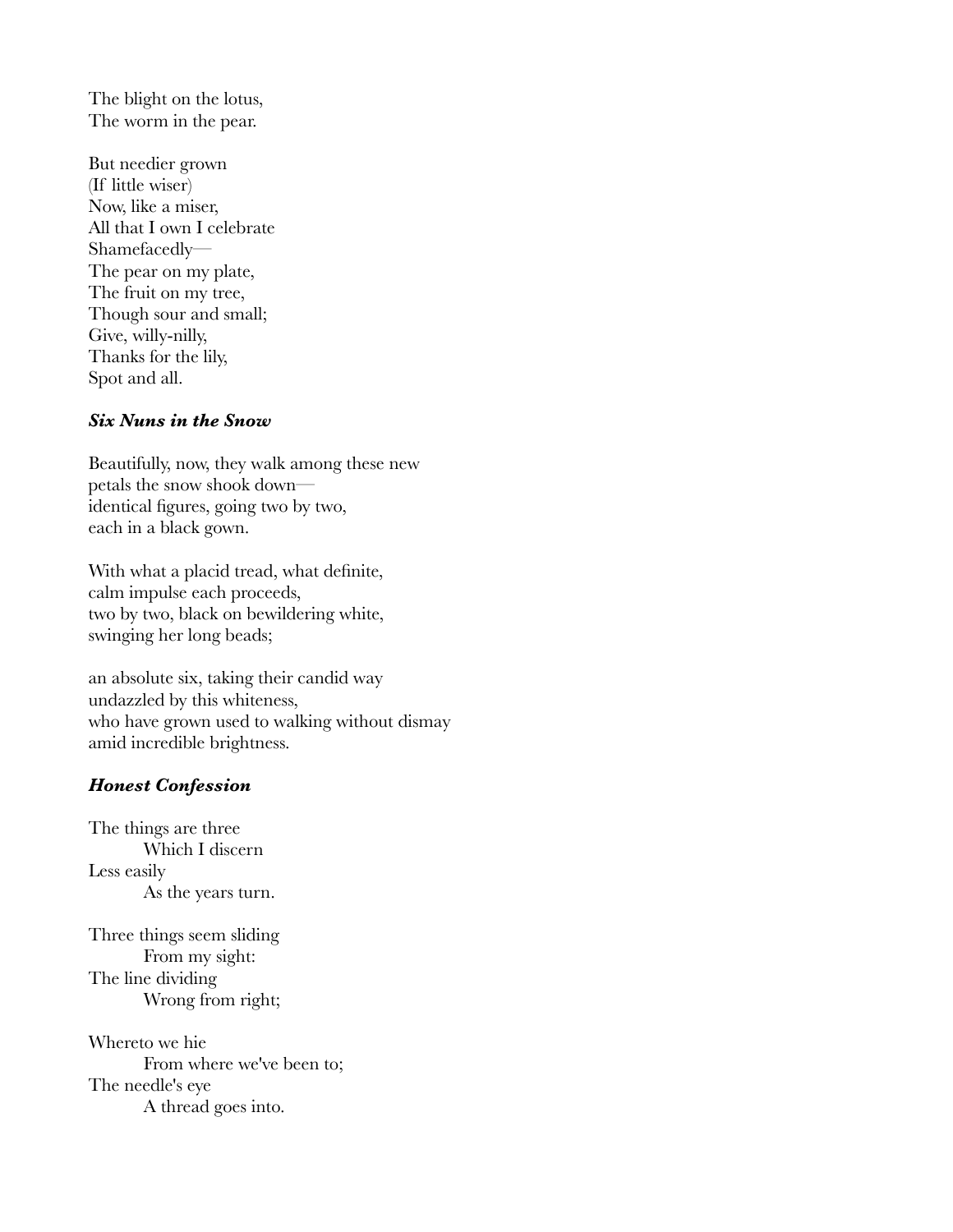The blight on the lotus,  
The worm in the pear.

But needier grown  
(If little wiser)  
Now, like a miser,  
All that I own I celebrate  
Shamefacedly—  
The pear on my plate,  
The fruit on my tree,  
Though sour and small;  
Give, willy-nilly,  
Thanks for the lily,  
Spot and all.

### ***Six Nuns in the Snow***

Beautifully, now, they walk among these new  
petals the snow shook down—  
identical figures, going two by two,  
each in a black gown.

With what a placid tread, what definite,  
calm impulse each proceeds,  
two by two, black on bewildering white,  
swinging her long beads;

an absolute six, taking their candid way  
undazzled by this whiteness,  
who have grown used to walking without dismay  
amid incredible brightness.

### ***Honest Confession***

The things are three  
&emsp;&emsp;Which I discern  
Less easily  
&emsp;&emsp;As the years turn.

Three things seem sliding  
&emsp;&emsp;From my sight:  
The line dividing  
&emsp;&emsp;Wrong from right;

Whereto we hie  
&emsp;&emsp;From where we've been to;  
The needle's eye  
&emsp;&emsp;A thread goes into.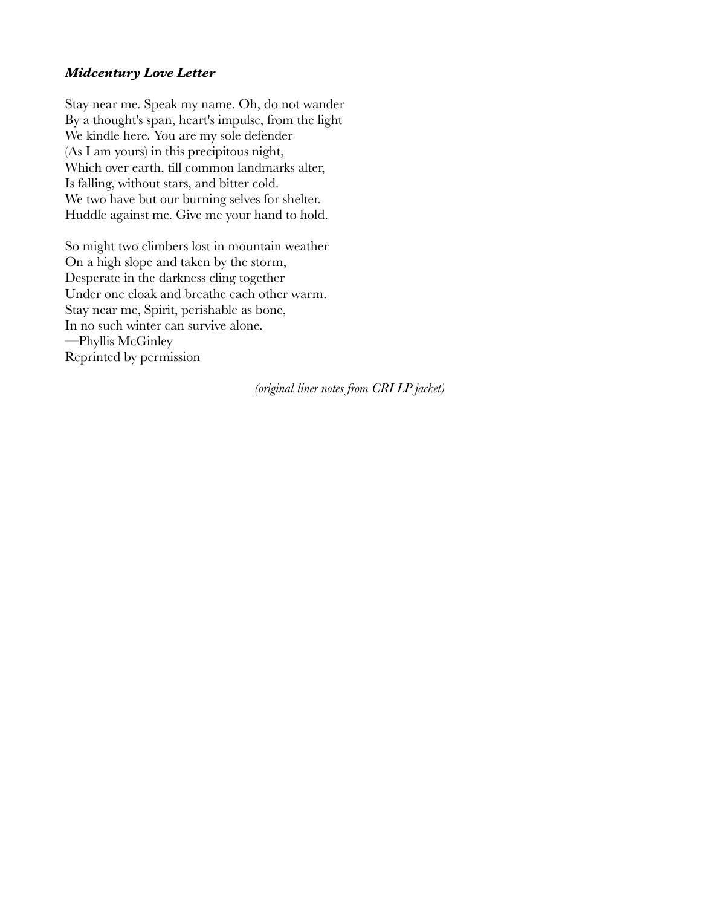***Midcentury Love Letter***

Stay near me. Speak my name. Oh, do not wander  
By a thought's span, heart's impulse, from the light  
We kindle here. You are my sole defender  
(As I am yours) in this precipitous night,  
Which over earth, till common landmarks alter,  
Is falling, without stars, and bitter cold.  
We two have but our burning selves for shelter.  
Huddle against me. Give me your hand to hold.

So might two climbers lost in mountain weather  
On a high slope and taken by the storm,  
Desperate in the darkness cling together  
Under one cloak and breathe each other warm.  
Stay near me, Spirit, perishable as bone,  
In no such winter can survive alone.  
—Phyllis McGinley  
Reprinted by permission

*(original liner notes from CRI LP jacket)*